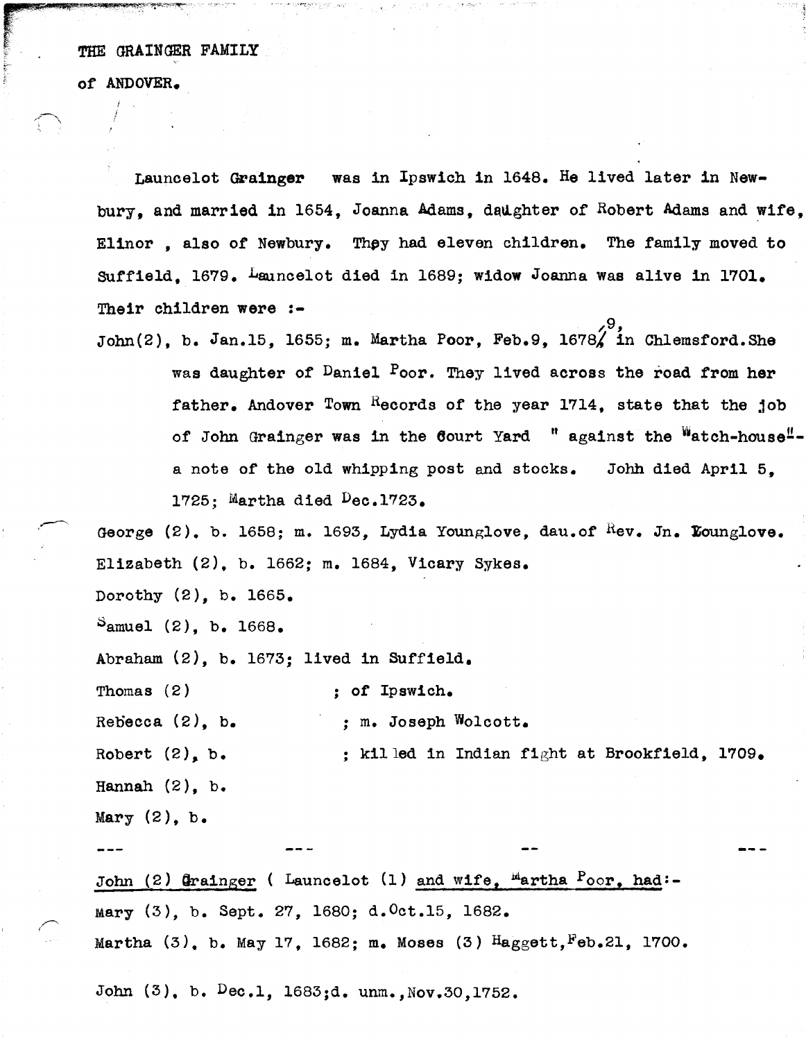THE GRAINGER FAMILY

of ANDOVER.

Launcelot Grainger was in Ipswich in 1648. He lived later in Newbury, and married in 1654, Joanna Adams, daughter of Robert Adams and wife, Elinor , also of Newbury. They had eleven children. The family moved to Suffield, 1679. Launcelot died in 1689; widow Joanna was alive in 1701. Their children were :-

John(2), b. Jan.15, 1655; m. Martha Poor, Feb.9, 1678/9, in Chlemsford.She was daughter of Daniel Poor. They lived across the road from her father. Andover Town Records of the year 1714, state that the job of John Grainger was in the Court Yard " against the Watch-house"- a note of the old whipping post and stocks. John died April 5, 1725; Martha died Dec.1723.

George (2), b. 1658; m. 1693, Lydia Younglove, dau.of Rev. Jn. Younglove.

Elizabeth (2), b. 1662; m. 1684, Vicary Sykes.

Dorothy (2), b. 1665.

Samuel (2), b. 1668.

Abraham (2), b. 1673; lived in Suffield.

Thomas (2) ; of Ipswich.

Rebecca (2), b. ; m. Joseph Wolcott.

Robert (2), b. ; killed in Indian fight at Brookfield, 1709.

Hannah (2), b.

Mary (2), b.

--- --- -- ---

John (2) Grainger ( Launcelot (1) and wife, Martha Poor, had:-

Mary (3), b. Sept. 27, 1680; d.Oct.15, 1682.

Martha (3), b. May 17, 1682; m. Moses (3) Haggett,Feb.21, 1700.

John (3), b. Dec.1, 1683;d. unm.,Nov.30,1752.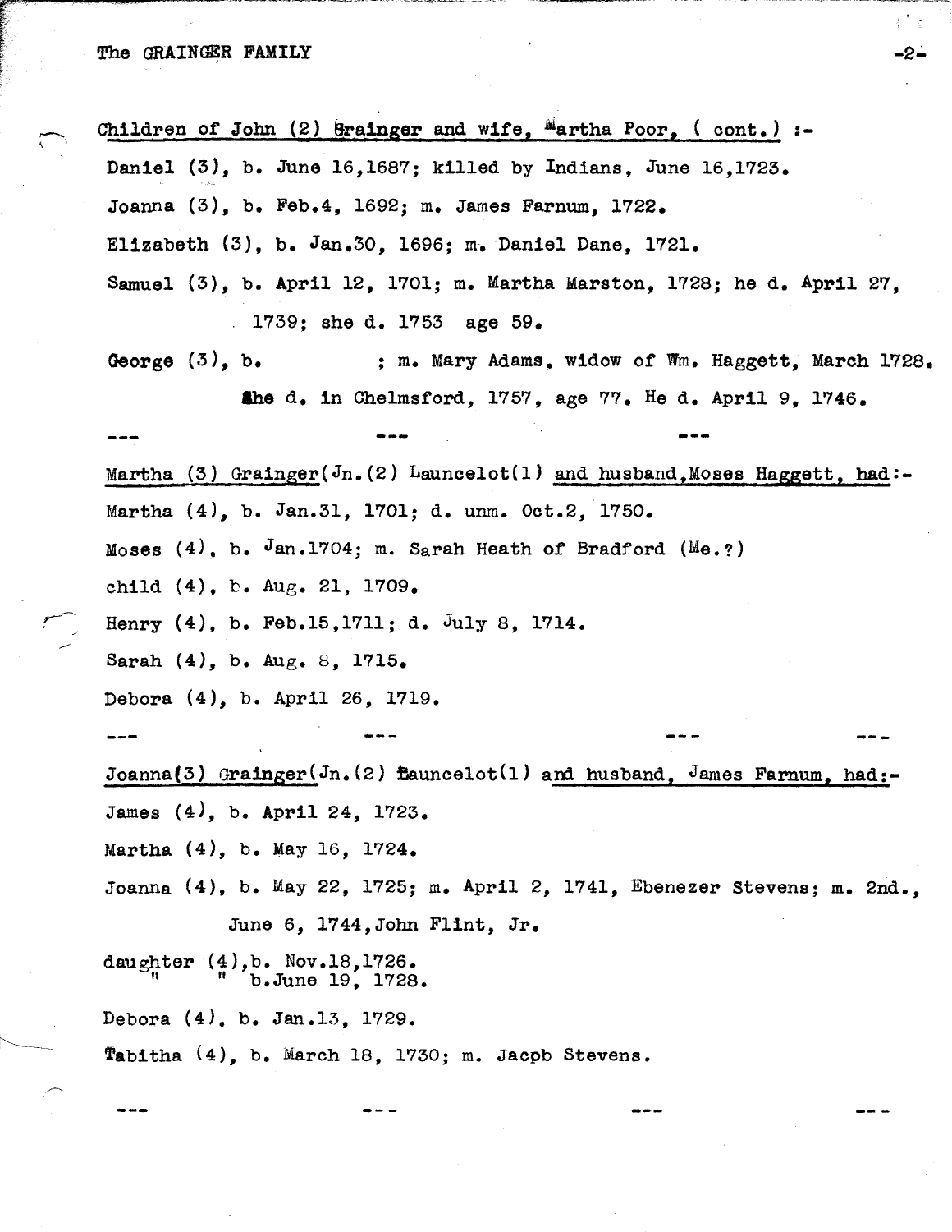Children of John (2) Grainger and wife, Martha Poor, ( cont.) :-

Daniel (3), b. June 16,1687; killed by Indians, June 16,1723.

Joanna (3), b. Feb.4, 1692; m. James Farnum, 1722.

Elizabeth (3), b. Jan.30, 1696; m. Daniel Dane, 1721.

Samuel (3), b. April 12, 1701; m. Martha Marston, 1728; he d. April 27, 1739; she d. 1753 age 59.

George (3), b. ; m. Mary Adams, widow of Wm. Haggett, March 1728. She d. in Chelmsford, 1757, age 77. He d. April 9, 1746.

--- --- ---

Martha (3) Grainger(Jn.(2) Launcelot(1) and husband,Moses Haggett, had:-

Martha (4), b. Jan.31, 1701; d. unm. Oct.2, 1750.

Moses (4), b. Jan.1704; m. Sarah Heath of Bradford (Me.?)

child (4), b. Aug. 21, 1709.

Henry (4), b. Feb.15,1711; d. July 8, 1714.

Sarah (4), b. Aug. 8, 1715.

Debora (4), b. April 26, 1719.

--- --- --- ---

Joanna(3) Grainger(Jn.(2) Launcelot(1) and husband, James Farnum, had:-

James (4), b. April 24, 1723.

Martha (4), b. May 16, 1724.

Joanna (4), b. May 22, 1725; m. April 2, 1741, Ebenezer Stevens; m. 2nd., June 6, 1744,John Flint, Jr.

daughter (4),b. Nov.18,1726.
" " b.June 19, 1728.

Debora (4), b. Jan.13, 1729.

Tabitha (4), b. March 18, 1730; m. Jacpb Stevens.

--- --- --- ---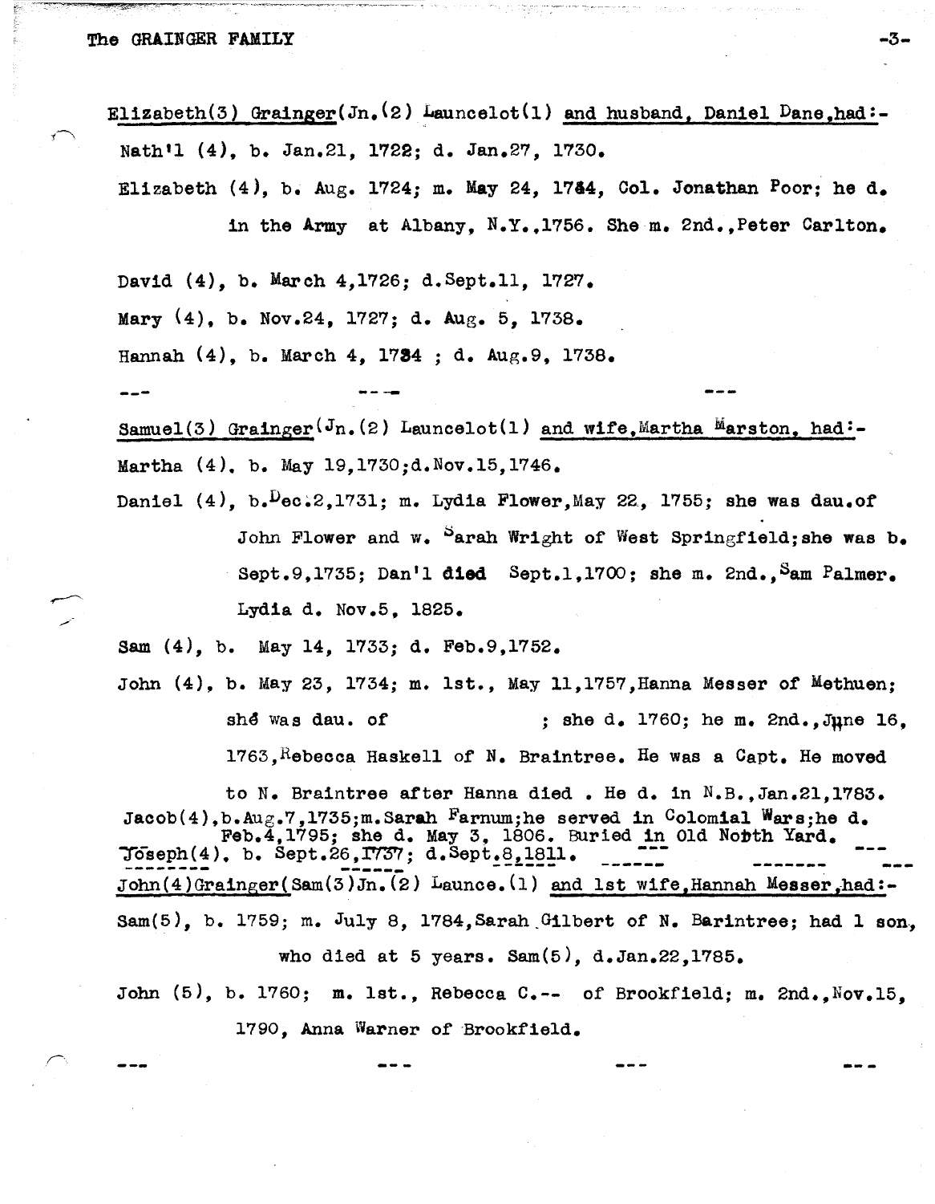Elizabeth(3) Grainger(Jn.(2) Launcelot(1) and husband, Daniel Dane,had:-

Nath'l (4), b. Jan.21, 1722; d. Jan.27, 1730.

Elizabeth (4), b. Aug. 1724; m. May 24, 1744, Col. Jonathan Poor; he d. in the Army at Albany, N.Y.,1756. She m. 2nd.,Peter Carlton.

David (4), b. March 4,1726; d.Sept.11, 1727.

Mary (4), b. Nov.24, 1727; d. Aug. 5, 1738.

Hannah (4), b. March 4, 1734 ; d. Aug.9, 1738.

--- --- ---

Samuel(3) Grainger(Jn.(2) Launcelot(1) and wife,Martha Marston, had:-

Martha (4). b. May 19,1730;d.Nov.15,1746.

Daniel (4), b.Dec.2,1731; m. Lydia Flower,May 22, 1755; she was dau.of John Flower and w. Sarah Wright of West Springfield;she was b. Sept.9,1735; Dan'l died Sept.1,1700; she m. 2nd.,Sam Palmer. Lydia d. Nov.5, 1825.

Sam (4), b. May 14, 1733; d. Feb.9,1752.

John (4), b. May 23, 1734; m. 1st., May 11,1757,Hanna Messer of Methuen; shé was dau. of ; she d. 1760; he m. 2nd.,June 16, 1763,Rebecca Haskell of N. Braintree. He was a Capt. He moved to N. Braintree after Hanna died . He d. in N.B.,Jan.21,1783.

Jacob(4),b.Aug.7,1735;m.Sarah Farnum;he served in Colomial Wars;he d. Feb.4,1795; she d. May 3, 1806. Buried in Old Nobth Yard.

Joseph(4), b. Sept.26,1737; d.Sept.8,1811.

--- --- ---

John(4)Grainger(Sam(3)Jn.(2) Launce.(1) and 1st wife,Hannah Messer,had:-

Sam(5), b. 1759; m. July 8, 1784,Sarah Gilbert of N. Barintree; had 1 son, who died at 5 years. Sam(5), d.Jan.22,1785.

John (5), b. 1760; m. 1st., Rebecca C.-- of Brookfield; m. 2nd.,Nov.15, 1790, Anna Warner of Brookfield.

--- --- --- ---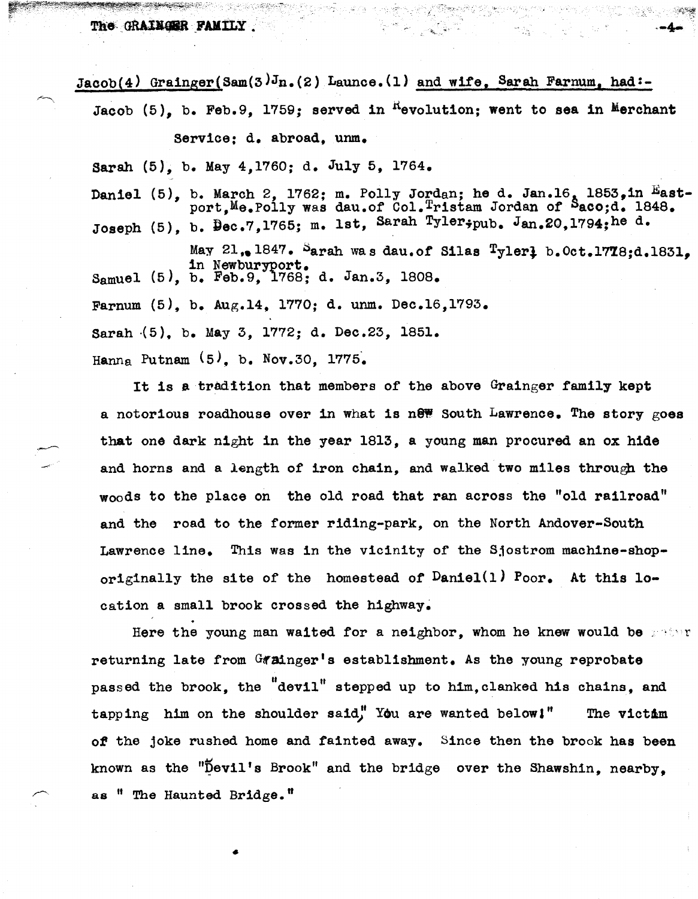Jacob(4) Grainger(Sam(3)Jn.(2) Launce.(1) and wife, Sarah Farnum, had:-

Jacob (5), b. Feb.9, 1759; served in Revolution; went to sea in Merchant Service; d. abroad, unm.

Sarah (5), b. May 4,1760; d. July 5, 1764.

Daniel (5), b. March 2, 1762; m. Polly Jordan; he d. Jan.16, 1853,in Eastport,Me.Polly was dau.of Col.Tristam Jordan of Saco;d. 1848.

Joseph (5), b. Dec.7,1765; m. 1st, Sarah Tyler;pub. Jan.20,1794;he d. May 21, 1847. Sarah was dau.of Silas Tyler; b.Oct.1778;d.1831, in Newburyport.

Samuel (5), b. Feb.9, 1768; d. Jan.3, 1808.

Farnum (5), b. Aug.14, 1770; d. unm. Dec.16,1793.

Sarah (5), b. May 3, 1772; d. Dec.23, 1851.

Hanna Putnam (5), b. Nov.30, 1775.

It is a tradition that members of the above Grainger family kept a notorious roadhouse over in what is now South Lawrence. The story goes that one dark night in the year 1813, a young man procured an ox hide and horns and a length of iron chain, and walked two miles through the woods to the place on the old road that ran across the "old railroad" and the road to the former riding-park, on the North Andover-South Lawrence line. This was in the vicinity of the Sjostrom machine-shop-originally the site of the homestead of Daniel(1) Poor. At this location a small brook crossed the highway.

Here the young man waited for a neighbor, whom he knew would be returning late from Grainger's establishment. As the young reprobate passed the brook, the "devil" stepped up to him,clanked his chains, and tapping him on the shoulder said," You are wanted below!" The victim of the joke rushed home and fainted away. Since then the brook has been known as the "Devil's Brook" and the bridge over the Shawshin, nearby, as " The Haunted Bridge."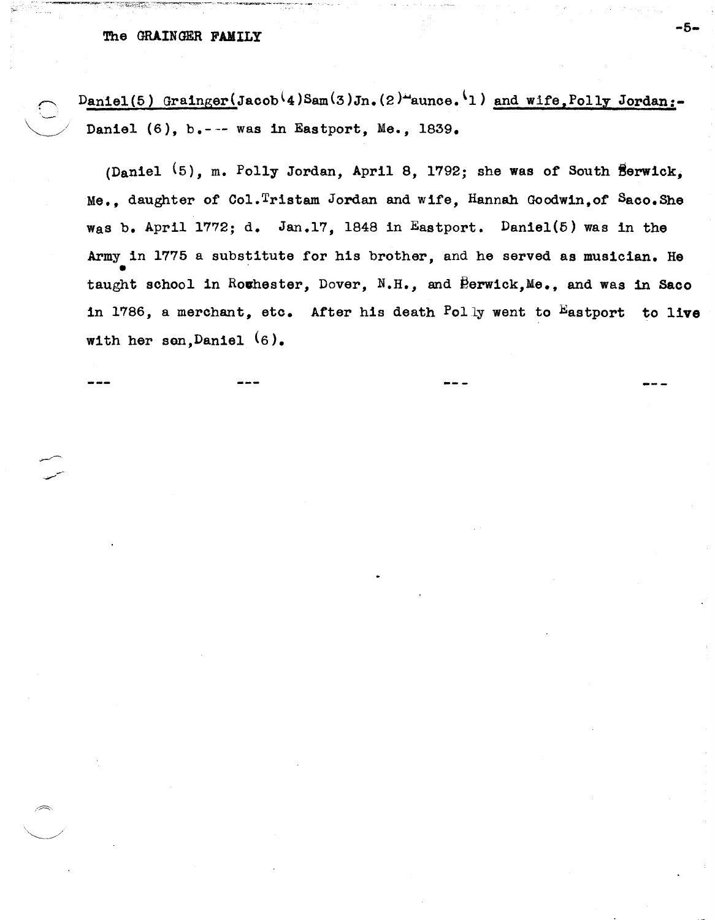Daniel(5) Grainger(Jacob(4)Sam(3)Jn.(2)Daunce.(1) and wife,Polly Jordan:-

Daniel (6), b.--- was in Eastport, Me., 1839.

(Daniel (5), m. Polly Jordan, April 8, 1792; she was of South Berwick, Me., daughter of Col.Tristam Jordan and wife, Hannah Goodwin,of Saco.She was b. April 1772; d. Jan.17, 1848 in Eastport. Daniel(5) was in the Army in 1775 a substitute for his brother, and he served as musician. He taught school in Rochester, Dover, N.H., and Berwick,Me., and was in Saco in 1786, a merchant, etc. After his death Polly went to Eastport to live with her son,Daniel (6).

--- --- --- ---